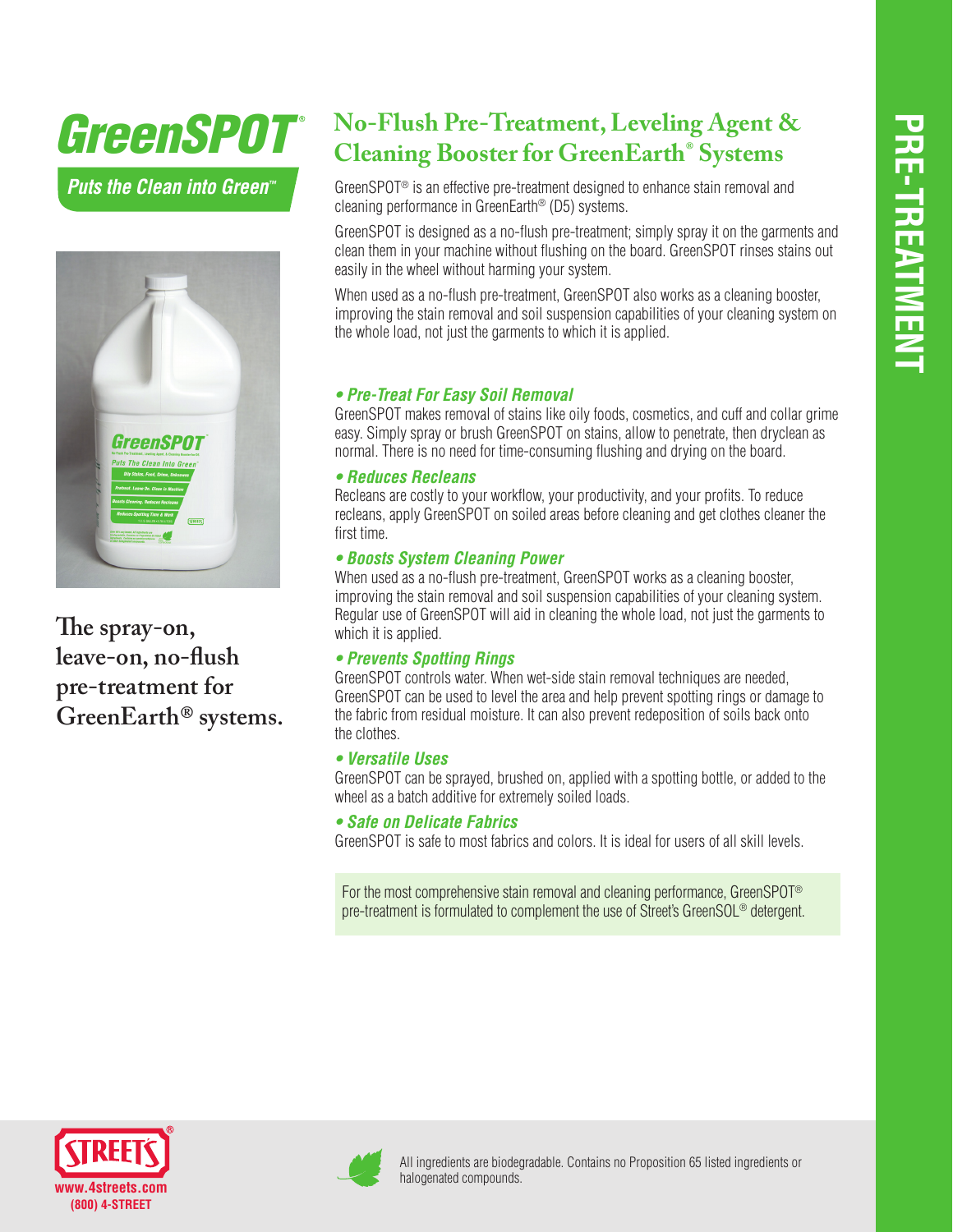# GreenSPOT®

*Puts the Clean into Green™*

**The spray-on, leave-on, no-flush pre-treatment for GreenEarth® systems.**

## No-Flush Pre-Treatment, Leveling Agent & Cleaning Booster for GreenEarth® Systems

GreenSPOT® is an effective pre-treatment designed to enhance stain removal and cleaning performance in GreenEarth® (D5) systems.

GreenSPOT is designed as a no-flush pre-treatment; simply spray it on the garments and clean them in your machine without flushing on the board. GreenSPOT rinses stains out easily in the wheel without harming your system.

When used as a no-flush pre-treatment, GreenSPOT also works as a cleaning booster, improving the stain removal and soil suspension capabilities of your cleaning system on the whole load, not just the garments to which it is applied.

### • Pre-Treat For Easy Soil Removal

GreenSPOT makes removal of stains like oily foods, cosmetics, and cuff and collar grime easy. Simply spray or brush GreenSPOT on stains, allow to penetrate, then dryclean as normal. There is no need for time-consuming flushing and drying on the board.

### • Reduces Recleans

Recleans are costly to your workflow, your productivity, and your profits. To reduce recleans, apply GreenSPOT on soiled areas before cleaning and get clothes cleaner the first time.

### • Boosts System Cleaning Power

When used as a no-flush pre-treatment, GreenSPOT works as a cleaning booster, improving the stain removal and soil suspension capabilities of your cleaning system. Regular use of GreenSPOT will aid in cleaning the whole load, not just the garments to which it is applied.

### • Prevents Spotting Rings

GreenSPOT controls water. When wet-side stain removal techniques are needed, GreenSPOT can be used to level the area and help prevent spotting rings or damage to the fabric from residual moisture. It can also prevent redeposition of soils back onto the clothes.

### • Versatile Uses

GreenSPOT can be sprayed, brushed on, applied with a spotting bottle, or added to the wheel as a batch additive for extremely soiled loads.

### • Safe on Delicate Fabrics

GreenSPOT is safe to most fabrics and colors. It is ideal for users of all skill levels.

For the most comprehensive stain removal and cleaning performance, GreenSPOT® pre-treatment is formulated to complement the use of Street's GreenSOL® detergent.

PRE-TREATMENT

STREETS®
www.4streets.com
(800) 4-STREET

All ingredients are biodegradable. Contains no Proposition 65 listed ingredients or halogenated compounds.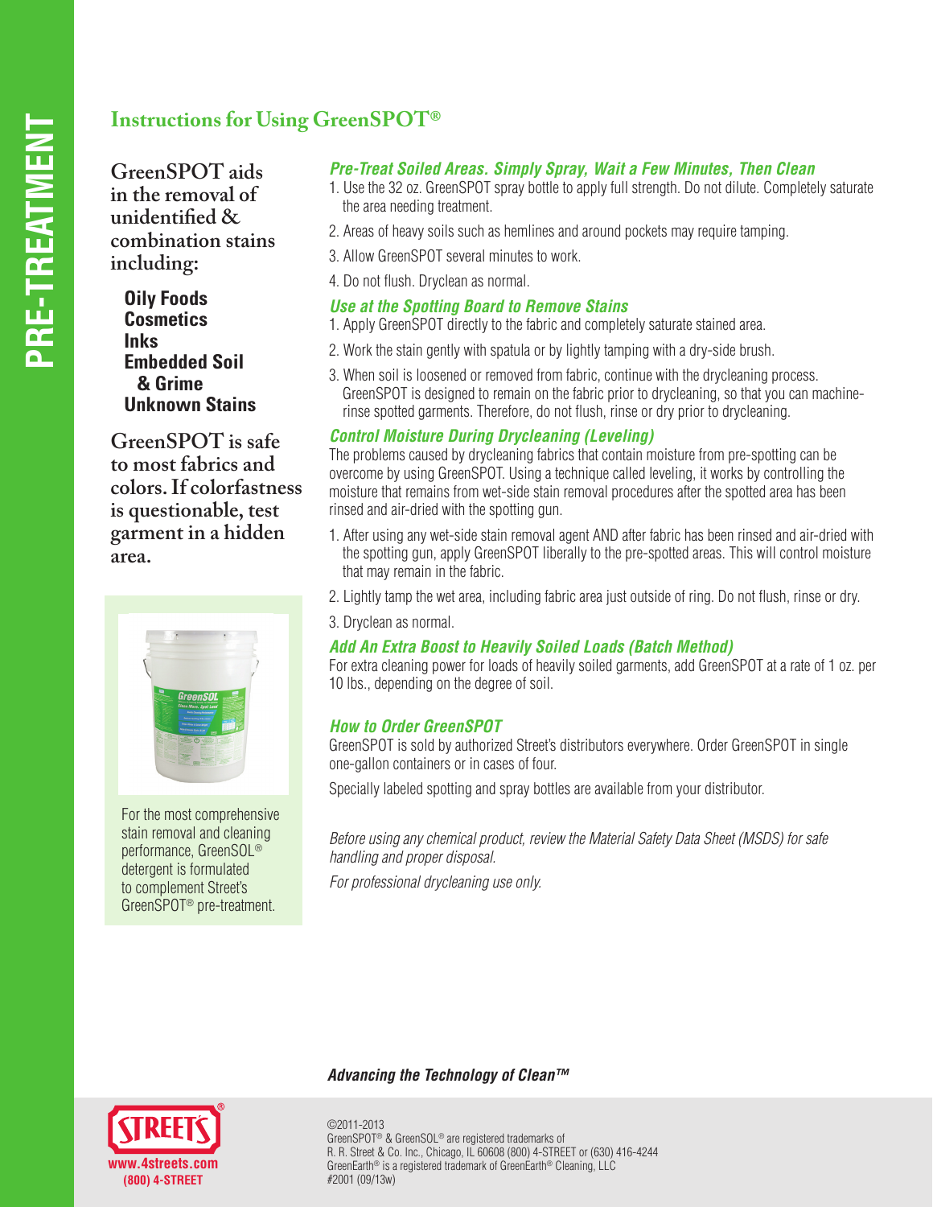PRE-TREATMENT

## Instructions for Using GreenSPOT®

**GreenSPOT aids in the removal of unidentified & combination stains including:**

- **Oily Foods**
- **Cosmetics**
- **Inks**
- **Embedded Soil & Grime**
- **Unknown Stains**

**GreenSPOT is safe to most fabrics and colors. If colorfastness is questionable, test garment in a hidden area.**

For the most comprehensive stain removal and cleaning performance, GreenSOL® detergent is formulated to complement Street's GreenSPOT® pre-treatment.

### *Pre-Treat Soiled Areas. Simply Spray, Wait a Few Minutes, Then Clean*

1. Use the 32 oz. GreenSPOT spray bottle to apply full strength. Do not dilute. Completely saturate the area needing treatment.
2. Areas of heavy soils such as hemlines and around pockets may require tamping.
3. Allow GreenSPOT several minutes to work.
4. Do not flush. Dryclean as normal.

### *Use at the Spotting Board to Remove Stains*

1. Apply GreenSPOT directly to the fabric and completely saturate stained area.
2. Work the stain gently with spatula or by lightly tamping with a dry-side brush.
3. When soil is loosened or removed from fabric, continue with the drycleaning process. GreenSPOT is designed to remain on the fabric prior to drycleaning, so that you can machine-rinse spotted garments. Therefore, do not flush, rinse or dry prior to drycleaning.

### *Control Moisture During Drycleaning (Leveling)*

The problems caused by drycleaning fabrics that contain moisture from pre-spotting can be overcome by using GreenSPOT. Using a technique called leveling, it works by controlling the moisture that remains from wet-side stain removal procedures after the spotted area has been rinsed and air-dried with the spotting gun.

1. After using any wet-side stain removal agent AND after fabric has been rinsed and air-dried with the spotting gun, apply GreenSPOT liberally to the pre-spotted areas. This will control moisture that may remain in the fabric.
2. Lightly tamp the wet area, including fabric area just outside of ring. Do not flush, rinse or dry.
3. Dryclean as normal.

### *Add An Extra Boost to Heavily Soiled Loads (Batch Method)*

For extra cleaning power for loads of heavily soiled garments, add GreenSPOT at a rate of 1 oz. per 10 lbs., depending on the degree of soil.

### *How to Order GreenSPOT*

GreenSPOT is sold by authorized Street's distributors everywhere. Order GreenSPOT in single one-gallon containers or in cases of four.

Specially labeled spotting and spray bottles are available from your distributor.

*Before using any chemical product, review the Material Safety Data Sheet (MSDS) for safe handling and proper disposal.*

*For professional drycleaning use only.*

***Advancing the Technology of Clean™***

STREET'S®
www.4streets.com
(800) 4-STREET

©2011-2013
GreenSPOT® & GreenSOL® are registered trademarks of
R. R. Street & Co. Inc., Chicago, IL 60608 (800) 4-STREET or (630) 416-4244
GreenEarth® is a registered trademark of GreenEarth® Cleaning, LLC
#2001 (09/13w)